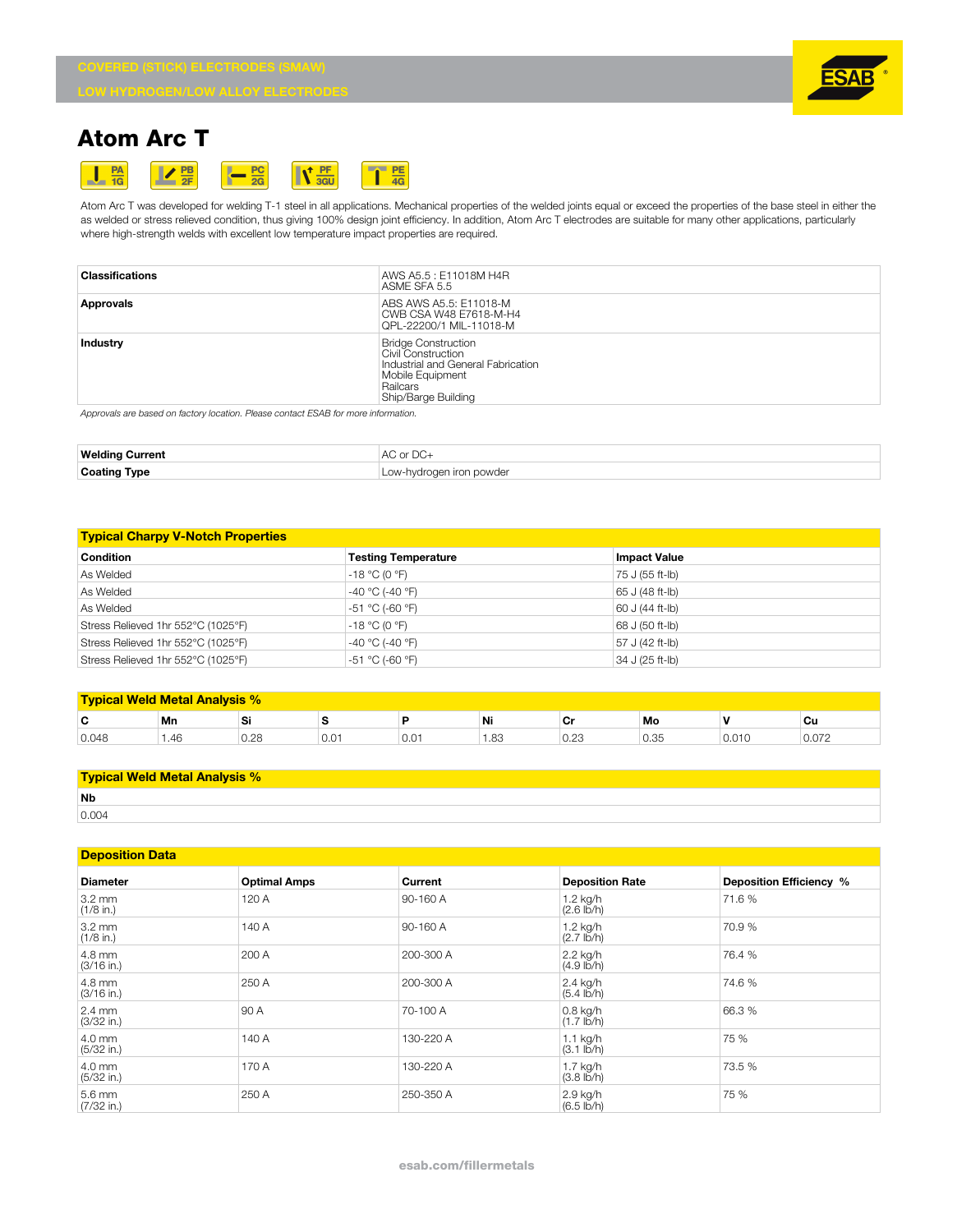COVERED (STICK) ELECTRODES (SMAW)

LOW HYDROGEN/LOW ALLOY ELECTRODES

# Atom Arc T

PA 1G | PB 2F | PC 2G | PF 3GU | PE 4G

Atom Arc T was developed for welding T-1 steel in all applications. Mechanical properties of the welded joints equal or exceed the properties of the base steel in either the as welded or stress relieved condition, thus giving 100% design joint efficiency. In addition, Atom Arc T electrodes are suitable for many other applications, particularly where high-strength welds with excellent low temperature impact properties are required.

| | |
|---|---|
| **Classifications** | AWS A5.5 : E11018M H4R<br>ASME SFA 5.5 |
| **Approvals** | ABS AWS A5.5: E11018-M<br>CWB CSA W48 E7618-M-H4<br>QPL-22200/1 MIL-11018-M |
| **Industry** | Bridge Construction<br>Civil Construction<br>Industrial and General Fabrication<br>Mobile Equipment<br>Railcars<br>Ship/Barge Building |

*Approvals are based on factory location. Please contact ESAB for more information.*

| | |
|---|---|
| **Welding Current** | AC or DC+ |
| **Coating Type** | Low-hydrogen iron powder |

## Typical Charpy V-Notch Properties

| Condition | Testing Temperature | Impact Value |
|---|---|---|
| As Welded | -18 °C (0 °F) | 75 J (55 ft-lb) |
| As Welded | -40 °C (-40 °F) | 65 J (48 ft-lb) |
| As Welded | -51 °C (-60 °F) | 60 J (44 ft-lb) |
| Stress Relieved 1hr 552°C (1025°F) | -18 °C (0 °F) | 68 J (50 ft-lb) |
| Stress Relieved 1hr 552°C (1025°F) | -40 °C (-40 °F) | 57 J (42 ft-lb) |
| Stress Relieved 1hr 552°C (1025°F) | -51 °C (-60 °F) | 34 J (25 ft-lb) |

## Typical Weld Metal Analysis %

| C | Mn | Si | S | P | Ni | Cr | Mo | V | Cu |
|---|---|---|---|---|---|---|---|---|---|
| 0.048 | 1.46 | 0.28 | 0.01 | 0.01 | 1.83 | 0.23 | 0.35 | 0.010 | 0.072 |

## Typical Weld Metal Analysis %

| Nb |
|---|
| 0.004 |

## Deposition Data

| Diameter | Optimal Amps | Current | Deposition Rate | Deposition Efficiency % |
|---|---|---|---|---|
| 3.2 mm (1/8 in.) | 120 A | 90-160 A | 1.2 kg/h (2.6 lb/h) | 71.6 % |
| 3.2 mm (1/8 in.) | 140 A | 90-160 A | 1.2 kg/h (2.7 lb/h) | 70.9 % |
| 4.8 mm (3/16 in.) | 200 A | 200-300 A | 2.2 kg/h (4.9 lb/h) | 76.4 % |
| 4.8 mm (3/16 in.) | 250 A | 200-300 A | 2.4 kg/h (5.4 lb/h) | 74.6 % |
| 2.4 mm (3/32 in.) | 90 A | 70-100 A | 0.8 kg/h (1.7 lb/h) | 66.3 % |
| 4.0 mm (5/32 in.) | 140 A | 130-220 A | 1.1 kg/h (3.1 lb/h) | 75 % |
| 4.0 mm (5/32 in.) | 170 A | 130-220 A | 1.7 kg/h (3.8 lb/h) | 73.5 % |
| 5.6 mm (7/32 in.) | 250 A | 250-350 A | 2.9 kg/h (6.5 lb/h) | 75 % |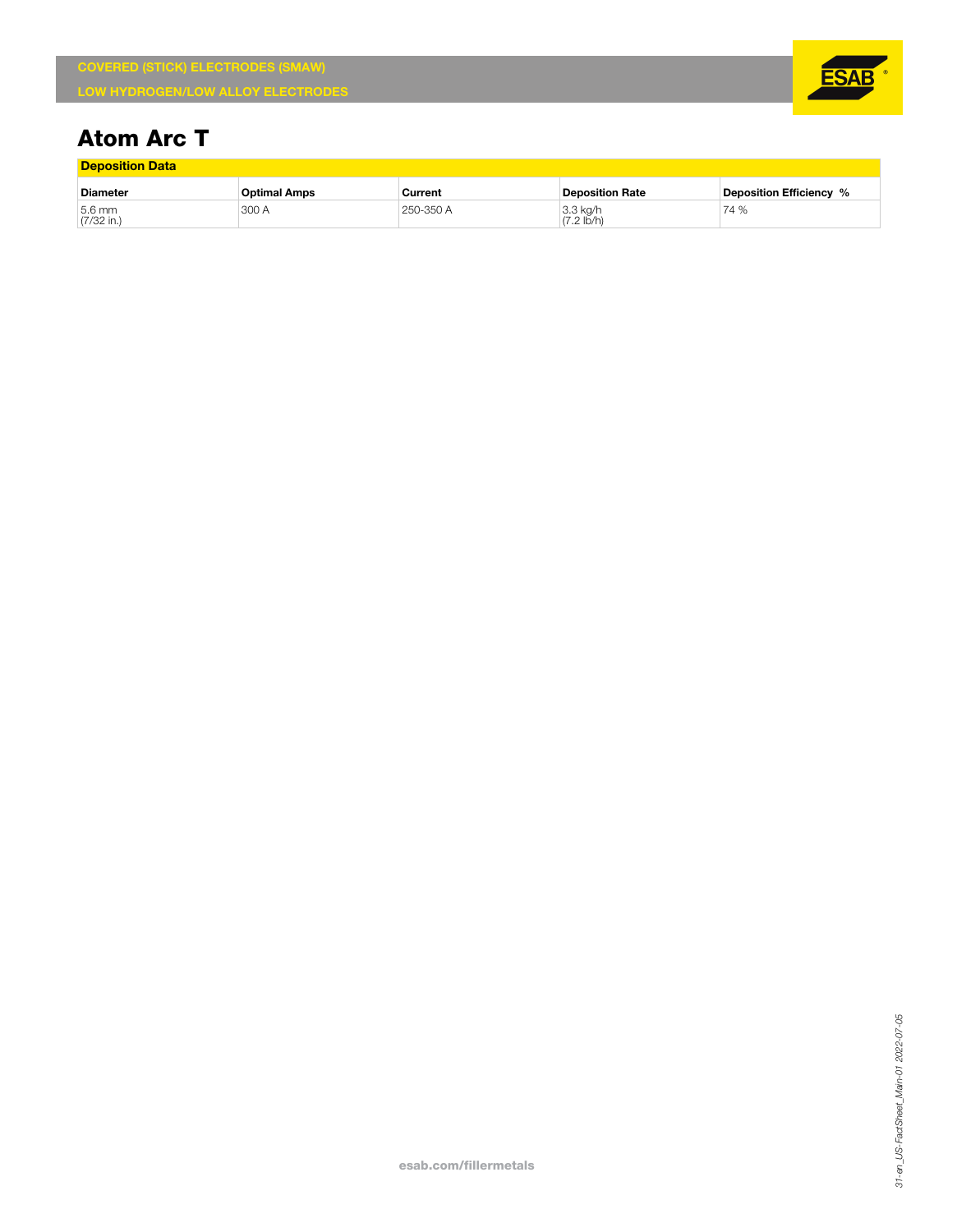# Atom Arc T

## Deposition Data

| Diameter | Optimal Amps | Current | Deposition Rate | Deposition Efficiency % |
|---|---|---|---|---|
| 5.6 mm (7/32 in.) | 300 A | 250-350 A | 3.3 kg/h (7.2 lb/h) | 74 % |